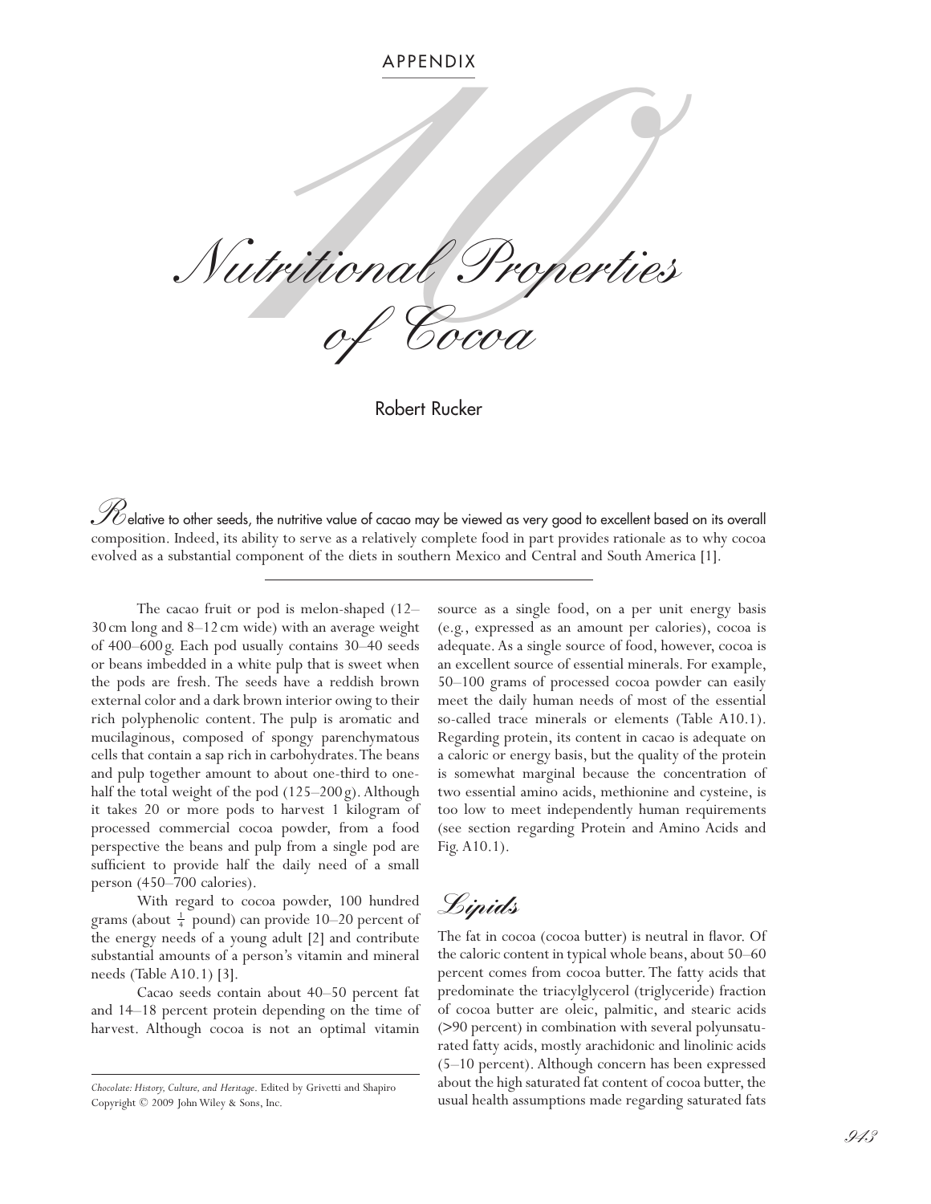APPENDIX 10

# Nutritional Properties of Cocoa

Robert Rucker

Relative to other seeds, the nutritive value of cacao may be viewed as very good to excellent based on its overall composition. Indeed, its ability to serve as a relatively complete food in part provides rationale as to why cocoa evolved as a substantial component of the diets in southern Mexico and Central and South America [1].

---

The cacao fruit or pod is melon-shaped (12–30 cm long and 8–12 cm wide) with an average weight of 400–600 g. Each pod usually contains 30–40 seeds or beans imbedded in a white pulp that is sweet when the pods are fresh. The seeds have a reddish brown external color and a dark brown interior owing to their rich polyphenolic content. The pulp is aromatic and mucilaginous, composed of spongy parenchymatous cells that contain a sap rich in carbohydrates. The beans and pulp together amount to about one-third to one-half the total weight of the pod (125–200 g). Although it takes 20 or more pods to harvest 1 kilogram of processed commercial cocoa powder, from a food perspective the beans and pulp from a single pod are sufficient to provide half the daily need of a small person (450–700 calories).

With regard to cocoa powder, 100 hundred grams (about $\frac{1}{4}$ pound) can provide 10–20 percent of the energy needs of a young adult [2] and contribute substantial amounts of a person's vitamin and mineral needs (Table A10.1) [3].

Cacao seeds contain about 40–50 percent fat and 14–18 percent protein depending on the time of harvest. Although cocoa is not an optimal vitamin source as a single food, on a per unit energy basis (e.g., expressed as an amount per calories), cocoa is adequate. As a single source of food, however, cocoa is an excellent source of essential minerals. For example, 50–100 grams of processed cocoa powder can easily meet the daily human needs of most of the essential so-called trace minerals or elements (Table A10.1). Regarding protein, its content in cacao is adequate on a caloric or energy basis, but the quality of the protein is somewhat marginal because the concentration of two essential amino acids, methionine and cysteine, is too low to meet independently human requirements (see section regarding Protein and Amino Acids and Fig. A10.1).

## Lipids

The fat in cocoa (cocoa butter) is neutral in flavor. Of the caloric content in typical whole beans, about 50–60 percent comes from cocoa butter. The fatty acids that predominate the triacylglycerol (triglyceride) fraction of cocoa butter are oleic, palmitic, and stearic acids (>90 percent) in combination with several polyunsaturated fatty acids, mostly arachidonic and linolinic acids (5–10 percent). Although concern has been expressed about the high saturated fat content of cocoa butter, the usual health assumptions made regarding saturated fats

*Chocolate: History, Culture, and Heritage*. Edited by Grivetti and Shapiro
Copyright © 2009 John Wiley & Sons, Inc.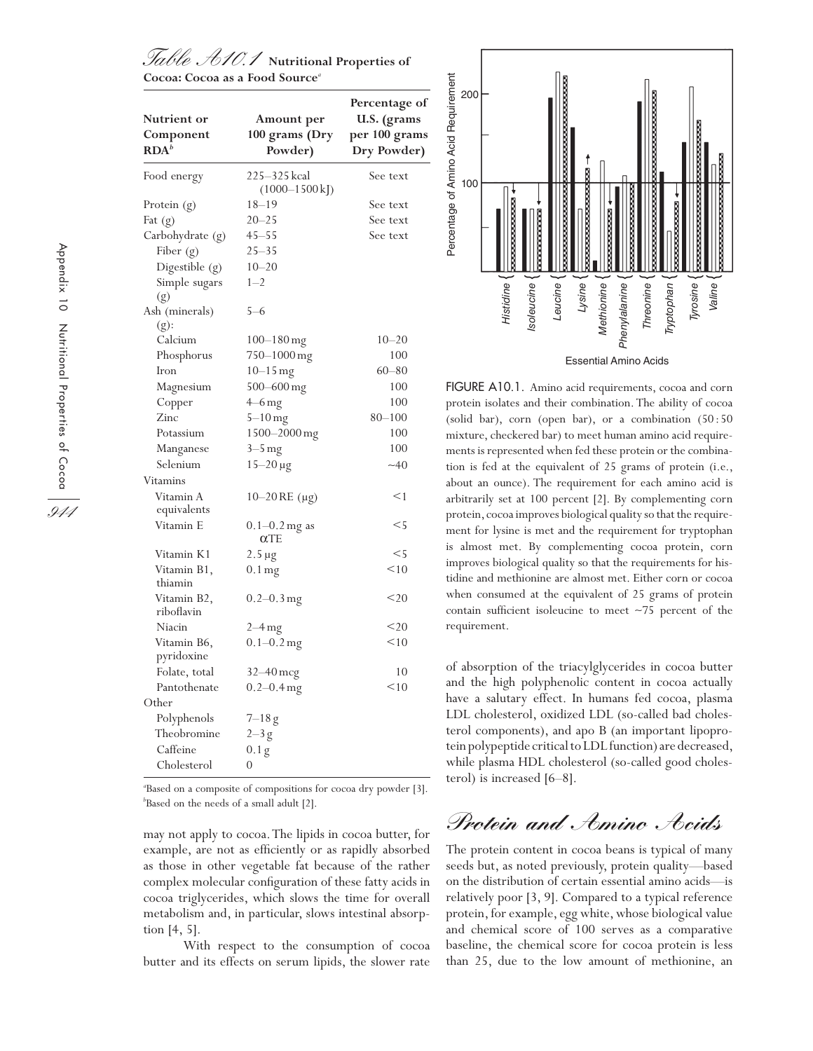## Table A10.1 Nutritional Properties of Cocoa: Cocoa as a Food Source[a]

| Nutrient or Component RDA[b] | Amount per 100 grams (Dry Powder) | Percentage of U.S. (grams per 100 grams Dry Powder) |
|---|---|---|
| Food energy | 225–325 kcal (1000–1500 kJ) | See text |
| Protein (g) | 18–19 | See text |
| Fat (g) | 20–25 | See text |
| Carbohydrate (g) | 45–55 | See text |
| Fiber (g) | 25–35 | |
| Digestible (g) | 10–20 | |
| Simple sugars (g) | 1–2 | |
| Ash (minerals) (g): | 5–6 | |
| Calcium | 100–180 mg | 10–20 |
| Phosphorus | 750–1000 mg | 100 |
| Iron | 10–15 mg | 60–80 |
| Magnesium | 500–600 mg | 100 |
| Copper | 4–6 mg | 100 |
| Zinc | 5–10 mg | 80–100 |
| Potassium | 1500–2000 mg | 100 |
| Manganese | 3–5 mg | 100 |
| Selenium | 15–20 µg | ~40 |
| Vitamins | | |
| Vitamin A equivalents | 10–20 RE (µg) | <1 |
| Vitamin E | 0.1–0.2 mg as αTE | <5 |
| Vitamin K1 | 2.5 µg | <5 |
| Vitamin B1, thiamin | 0.1 mg | <10 |
| Vitamin B2, riboflavin | 0.2–0.3 mg | <20 |
| Niacin | 2–4 mg | <20 |
| Vitamin B6, pyridoxine | 0.1–0.2 mg | <10 |
| Folate, total | 32–40 mcg | 10 |
| Pantothenate | 0.2–0.4 mg | <10 |
| Other | | |
| Polyphenols | 7–18 g | |
| Theobromine | 2–3 g | |
| Caffeine | 0.1 g | |
| Cholesterol | 0 | |

[a]Based on a composite of compositions for cocoa dry powder [3].
[b]Based on the needs of a small adult [2].

may not apply to cocoa. The lipids in cocoa butter, for example, are not as efficiently or as rapidly absorbed as those in other vegetable fat because of the rather complex molecular configuration of these fatty acids in cocoa triglycerides, which slows the time for overall metabolism and, in particular, slows intestinal absorption [4, 5].

With respect to the consumption of cocoa butter and its effects on serum lipids, the slower rate of absorption of the triacylglycerides in cocoa butter and the high polyphenolic content in cocoa actually have a salutary effect. In humans fed cocoa, plasma LDL cholesterol, oxidized LDL (so-called bad cholesterol components), and apo B (an important lipoprotein polypeptide critical to LDL function) are decreased, while plasma HDL cholesterol (so-called good cholesterol) is increased [6–8].

FIGURE A10.1. Amino acid requirements, cocoa and corn protein isolates and their combination. The ability of cocoa (solid bar), corn (open bar), or a combination (50 : 50 mixture, checkered bar) to meet human amino acid requirements is represented when fed these protein or the combination is fed at the equivalent of 25 grams of protein (i.e., about an ounce). The requirement for each amino acid is arbitrarily set at 100 percent [2]. By complementing corn protein, cocoa improves biological quality so that the requirement for lysine is met and the requirement for tryptophan is almost met. By complementing cocoa protein, corn improves biological quality so that the requirements for histidine and methionine are almost met. Either corn or cocoa when consumed at the equivalent of 25 grams of protein contain sufficient isoleucine to meet ~75 percent of the requirement.

## Protein and Amino Acids

The protein content in cocoa beans is typical of many seeds but, as noted previously, protein quality—based on the distribution of certain essential amino acids—is relatively poor [3, 9]. Compared to a typical reference protein, for example, egg white, whose biological value and chemical score of 100 serves as a comparative baseline, the chemical score for cocoa protein is less than 25, due to the low amount of methionine, an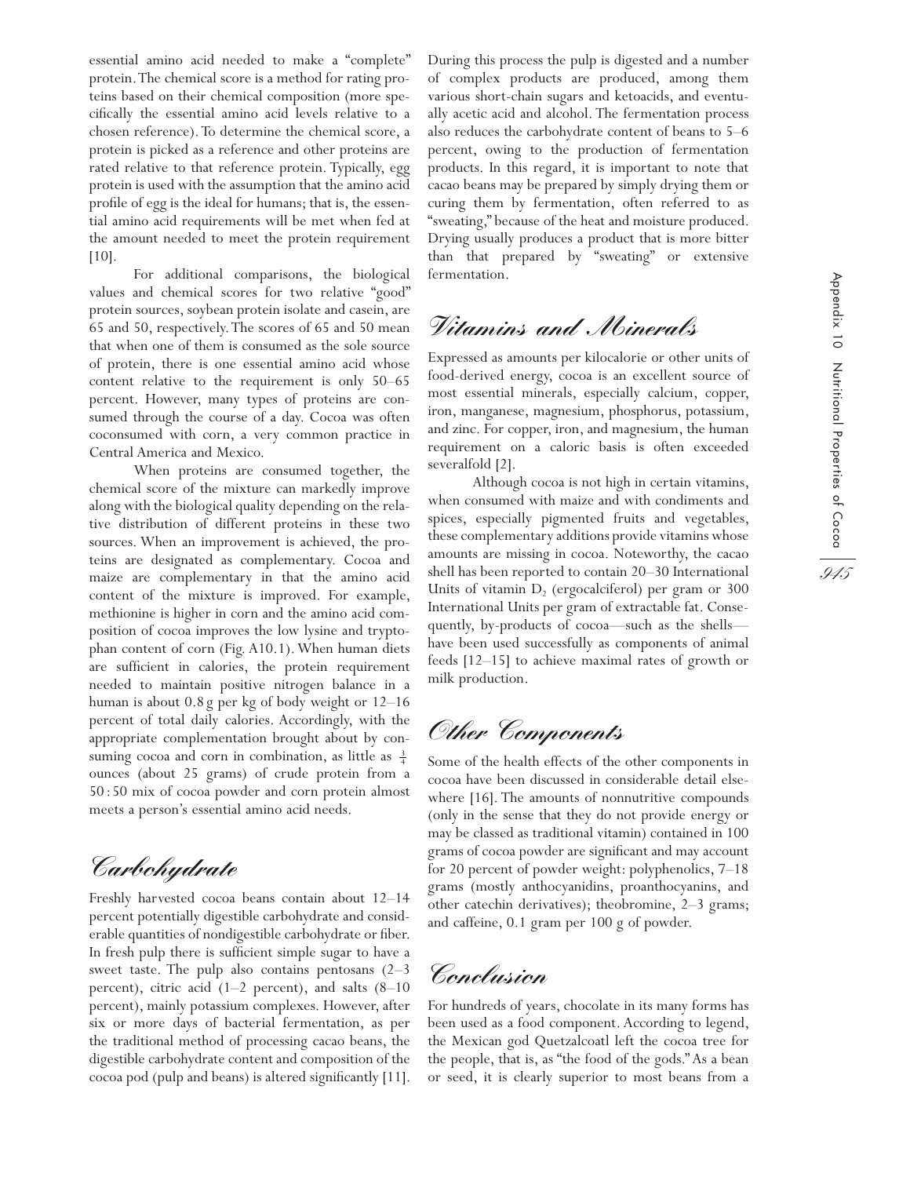essential amino acid needed to make a "complete" protein. The chemical score is a method for rating proteins based on their chemical composition (more specifically the essential amino acid levels relative to a chosen reference). To determine the chemical score, a protein is picked as a reference and other proteins are rated relative to that reference protein. Typically, egg protein is used with the assumption that the amino acid profile of egg is the ideal for humans; that is, the essential amino acid requirements will be met when fed at the amount needed to meet the protein requirement [10].

For additional comparisons, the biological values and chemical scores for two relative "good" protein sources, soybean protein isolate and casein, are 65 and 50, respectively. The scores of 65 and 50 mean that when one of them is consumed as the sole source of protein, there is one essential amino acid whose content relative to the requirement is only 50–65 percent. However, many types of proteins are consumed through the course of a day. Cocoa was often coconsumed with corn, a very common practice in Central America and Mexico.

When proteins are consumed together, the chemical score of the mixture can markedly improve along with the biological quality depending on the relative distribution of different proteins in these two sources. When an improvement is achieved, the proteins are designated as complementary. Cocoa and maize are complementary in that the amino acid content of the mixture is improved. For example, methionine is higher in corn and the amino acid composition of cocoa improves the low lysine and tryptophan content of corn (Fig. A10.1). When human diets are sufficient in calories, the protein requirement needed to maintain positive nitrogen balance in a human is about 0.8 g per kg of body weight or 12–16 percent of total daily calories. Accordingly, with the appropriate complementation brought about by consuming cocoa and corn in combination, as little as $\frac{3}{4}$ ounces (about 25 grams) of crude protein from a 50 : 50 mix of cocoa powder and corn protein almost meets a person's essential amino acid needs.

## Carbohydrate

Freshly harvested cocoa beans contain about 12–14 percent potentially digestible carbohydrate and considerable quantities of nondigestible carbohydrate or fiber. In fresh pulp there is sufficient simple sugar to have a sweet taste. The pulp also contains pentosans (2–3 percent), citric acid (1–2 percent), and salts (8–10 percent), mainly potassium complexes. However, after six or more days of bacterial fermentation, as per the traditional method of processing cacao beans, the digestible carbohydrate content and composition of the cocoa pod (pulp and beans) is altered significantly [11]. During this process the pulp is digested and a number of complex products are produced, among them various short-chain sugars and ketoacids, and eventually acetic acid and alcohol. The fermentation process also reduces the carbohydrate content of beans to 5–6 percent, owing to the production of fermentation products. In this regard, it is important to note that cacao beans may be prepared by simply drying them or curing them by fermentation, often referred to as "sweating," because of the heat and moisture produced. Drying usually produces a product that is more bitter than that prepared by "sweating" or extensive fermentation.

## Vitamins and Minerals

Expressed as amounts per kilocalorie or other units of food-derived energy, cocoa is an excellent source of most essential minerals, especially calcium, copper, iron, manganese, magnesium, phosphorus, potassium, and zinc. For copper, iron, and magnesium, the human requirement on a caloric basis is often exceeded severalfold [2].

Although cocoa is not high in certain vitamins, when consumed with maize and with condiments and spices, especially pigmented fruits and vegetables, these complementary additions provide vitamins whose amounts are missing in cocoa. Noteworthy, the cacao shell has been reported to contain 20–30 International Units of vitamin $D_2$ (ergocalciferol) per gram or 300 International Units per gram of extractable fat. Consequently, by-products of cocoa—such as the shells—have been used successfully as components of animal feeds [12–15] to achieve maximal rates of growth or milk production.

## Other Components

Some of the health effects of the other components in cocoa have been discussed in considerable detail elsewhere [16]. The amounts of nonnutritive compounds (only in the sense that they do not provide energy or may be classed as traditional vitamin) contained in 100 grams of cocoa powder are significant and may account for 20 percent of powder weight: polyphenolics, 7–18 grams (mostly anthocyanidins, proanthocyanins, and other catechin derivatives); theobromine, 2–3 grams; and caffeine, 0.1 gram per 100 g of powder.

## Conclusion

For hundreds of years, chocolate in its many forms has been used as a food component. According to legend, the Mexican god Quetzalcoatl left the cocoa tree for the people, that is, as "the food of the gods." As a bean or seed, it is clearly superior to most beans from a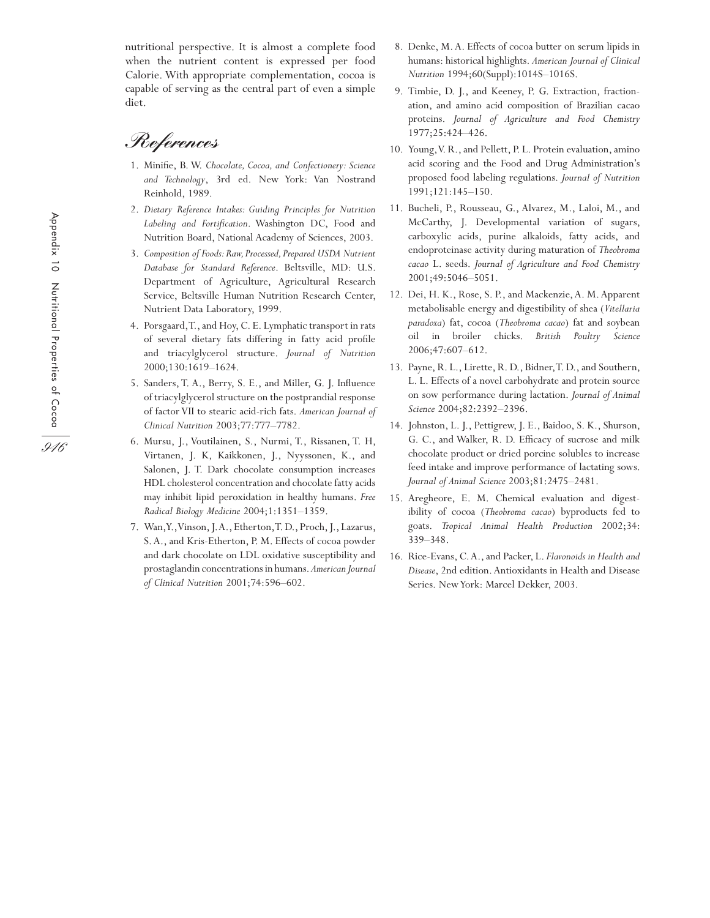nutritional perspective. It is almost a complete food when the nutrient content is expressed per food Calorie. With appropriate complementation, cocoa is capable of serving as the central part of even a simple diet.

## References

1. Minifie, B. W. *Chocolate, Cocoa, and Confectionery: Science and Technology*, 3rd ed. New York: Van Nostrand Reinhold, 1989.
2. *Dietary Reference Intakes: Guiding Principles for Nutrition Labeling and Fortification*. Washington DC, Food and Nutrition Board, National Academy of Sciences, 2003.
3. *Composition of Foods: Raw, Processed, Prepared USDA Nutrient Database for Standard Reference*. Beltsville, MD: U.S. Department of Agriculture, Agricultural Research Service, Beltsville Human Nutrition Research Center, Nutrient Data Laboratory, 1999.
4. Porsgaard, T., and Hoy, C. E. Lymphatic transport in rats of several dietary fats differing in fatty acid profile and triacylglycerol structure. *Journal of Nutrition* 2000;130:1619–1624.
5. Sanders, T. A., Berry, S. E., and Miller, G. J. Influence of triacylglycerol structure on the postprandial response of factor VII to stearic acid-rich fats. *American Journal of Clinical Nutrition* 2003;77:777–7782.
6. Mursu, J., Voutilainen, S., Nurmi, T., Rissanen, T. H, Virtanen, J. K, Kaikkonen, J., Nyyssonen, K., and Salonen, J. T. Dark chocolate consumption increases HDL cholesterol concentration and chocolate fatty acids may inhibit lipid peroxidation in healthy humans. *Free Radical Biology Medicine* 2004;1:1351–1359.
7. Wan, Y., Vinson, J. A., Etherton, T. D., Proch, J., Lazarus, S. A., and Kris-Etherton, P. M. Effects of cocoa powder and dark chocolate on LDL oxidative susceptibility and prostaglandin concentrations in humans. *American Journal of Clinical Nutrition* 2001;74:596–602.
8. Denke, M. A. Effects of cocoa butter on serum lipids in humans: historical highlights. *American Journal of Clinical Nutrition* 1994;60(Suppl):1014S–1016S.
9. Timbie, D. J., and Keeney, P. G. Extraction, fractionation, and amino acid composition of Brazilian cacao proteins. *Journal of Agriculture and Food Chemistry* 1977;25:424–426.
10. Young, V. R., and Pellett, P. L. Protein evaluation, amino acid scoring and the Food and Drug Administration's proposed food labeling regulations. *Journal of Nutrition* 1991;121:145–150.
11. Bucheli, P., Rousseau, G., Alvarez, M., Laloi, M., and McCarthy, J. Developmental variation of sugars, carboxylic acids, purine alkaloids, fatty acids, and endoproteinase activity during maturation of *Theobroma cacao* L. seeds. *Journal of Agriculture and Food Chemistry* 2001;49:5046–5051.
12. Dei, H. K., Rose, S. P., and Mackenzie, A. M. Apparent metabolisable energy and digestibility of shea (*Vitellaria paradoxa*) fat, cocoa (*Theobroma cacao*) fat and soybean oil in broiler chicks. *British Poultry Science* 2006;47:607–612.
13. Payne, R. L., Lirette, R. D., Bidner, T. D., and Southern, L. L. Effects of a novel carbohydrate and protein source on sow performance during lactation. *Journal of Animal Science* 2004;82:2392–2396.
14. Johnston, L. J., Pettigrew, J. E., Baidoo, S. K., Shurson, G. C., and Walker, R. D. Efficacy of sucrose and milk chocolate product or dried porcine solubles to increase feed intake and improve performance of lactating sows. *Journal of Animal Science* 2003;81:2475–2481.
15. Aregheore, E. M. Chemical evaluation and digestibility of cocoa (*Theobroma cacao*) byproducts fed to goats. *Tropical Animal Health Production* 2002;34:339–348.
16. Rice-Evans, C. A., and Packer, L. *Flavonoids in Health and Disease*, 2nd edition. Antioxidants in Health and Disease Series. New York: Marcel Dekker, 2003.